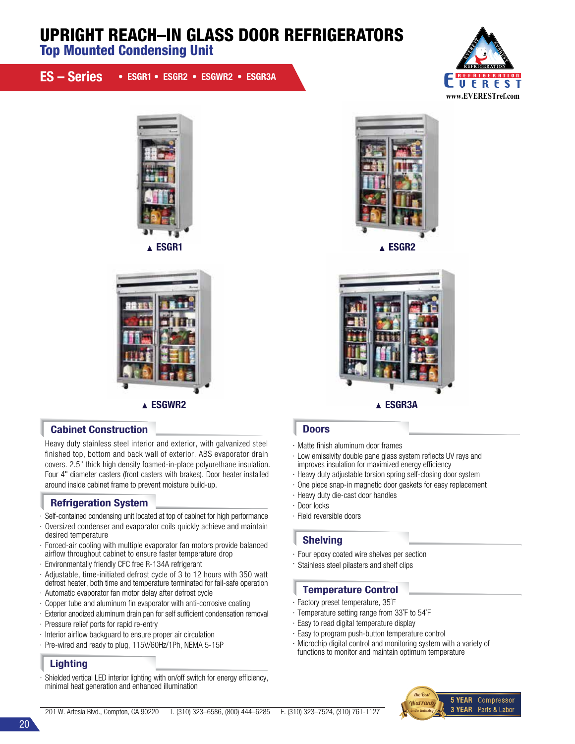# UPRIGHT REACH–IN GLASS DOOR REFRIGERATORS

## Top Mounted Condensing Unit

**ES – Series** • ESGR1 • ESGR2 • ESGWR2 • ESGR3A

REFRIGERATION EVEREST
www.EVERESTref.com

▲ ESGR1

▲ ESGR2

▲ ESGWR2

▲ ESGR3A

### Cabinet Construction

Heavy duty stainless steel interior and exterior, with galvanized steel finished top, bottom and back wall of exterior. ABS evaporator drain covers. 2.5" thick high density foamed-in-place polyurethane insulation. Four 4" diameter casters (front casters with brakes). Door heater installed around inside cabinet frame to prevent moisture build-up.

### Refrigeration System

- Self-contained condensing unit located at top of cabinet for high performance
- Oversized condenser and evaporator coils quickly achieve and maintain desired temperature
- Forced-air cooling with multiple evaporator fan motors provide balanced airflow throughout cabinet to ensure faster temperature drop
- Environmentally friendly CFC free R-134A refrigerant
- Adjustable, time-initiated defrost cycle of 3 to 12 hours with 350 watt defrost heater, both time and temperature terminated for fail-safe operation
- Automatic evaporator fan motor delay after defrost cycle
- Copper tube and aluminum fin evaporator with anti-corrosive coating
- Exterior anodized aluminum drain pan for self sufficient condensation removal
- Pressure relief ports for rapid re-entry
- Interior airflow backguard to ensure proper air circulation
- Pre-wired and ready to plug, 115V/60Hz/1Ph, NEMA 5-15P

### Lighting

- Shielded vertical LED interior lighting with on/off switch for energy efficiency, minimal heat generation and enhanced illumination

### Doors

- Matte finish aluminum door frames
- Low emissivity double pane glass system reflects UV rays and improves insulation for maximized energy efficiency
- Heavy duty adjustable torsion spring self-closing door system
- One piece snap-in magnetic door gaskets for easy replacement
- Heavy duty die-cast door handles
- Door locks
- Field reversible doors

### Shelving

- Four epoxy coated wire shelves per section
- Stainless steel pilasters and shelf clips

### Temperature Control

- Factory preset temperature, 35˚F
- Temperature setting range from 33˚F to 54˚F
- Easy to read digital temperature display
- Easy to program push-button temperature control
- Microchip digital control and monitoring system with a variety of functions to monitor and maintain optimum temperature

201 W. Artesia Blvd., Compton, CA 90220 T. (310) 323–6586, (800) 444–6285 F. (310) 323–7524, (310) 761-1127

the Best Warranty in the Industry — 5 YEAR Compressor, 3 YEAR Parts & Labor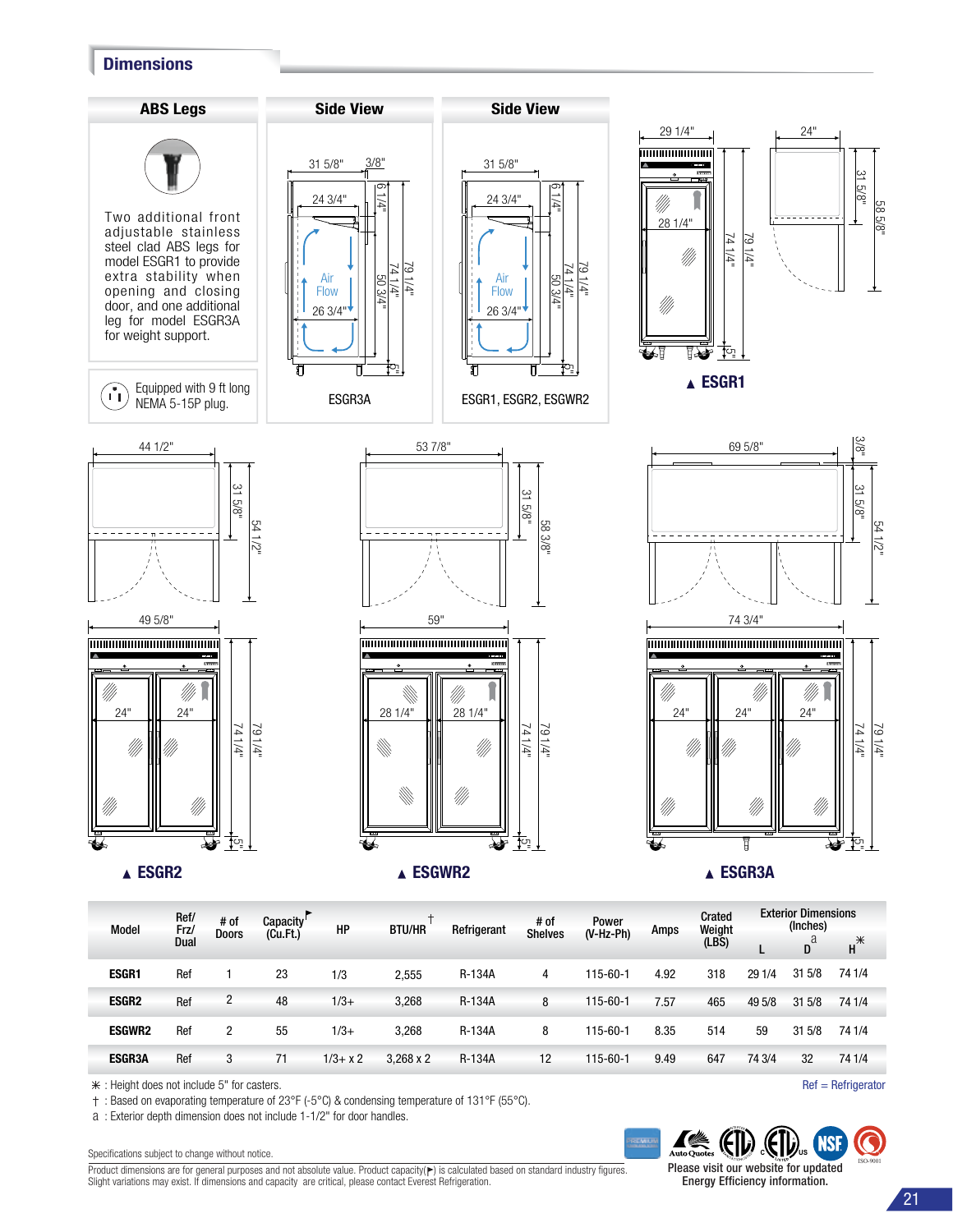## Dimensions

### ABS Legs

Two additional front adjustable stainless steel clad ABS legs for model ESGR1 to provide extra stability when opening and closing door, and one additional leg for model ESGR3A for weight support.

Equipped with 9 ft long NEMA 5-15P plug.

### Side View

31 5/8"
3/8"
24 3/4"
6 1/4"
Air Flow
26 3/4"
50 3/4"
74 1/4"
79 1/4"
5"

ESGR3A

### Side View

31 5/8"
24 3/4"
6 1/4"
Air Flow
26 3/4"
50 3/4"
74 1/4"
79 1/4"
5"

ESGR1, ESGR2, ESGWR2

29 1/4"
28 1/4"
74 1/4"
79 1/4"
5"
24"
31 5/8"
58 5/8"

▲ ESGR1

44 1/2"
31 5/8"
54 1/2"
49 5/8"
24"
24"
74 1/4"
79 1/4"
5"

▲ ESGR2

53 7/8"
31 5/8"
58 3/8"
59"
28 1/4"
28 1/4"
74 1/4"
79 1/4"
5"

▲ ESGWR2

69 5/8"
3/8"
31 5/8"
54 1/2"
74 3/4"
24"
24"
24"
74 1/4"
79 1/4"
5"

▲ ESGR3A

| Model | Ref/ Frz/ Dual | # of Doors | Capacity ▶ (Cu.Ft.) | HP | BTU/HR † | Refrigerant | # of Shelves | Power (V-Hz-Ph) | Amps | Crated Weight (LBS) | Exterior Dimensions (Inches) | | |
|---|---|---|---|---|---|---|---|---|---|---|---|---|---|
| | | | | | | | | | | | L | D a | H * |
| ESGR1 | Ref | 1 | 23 | 1/3 | 2,555 | R-134A | 4 | 115-60-1 | 4.92 | 318 | 29 1/4 | 31 5/8 | 74 1/4 |
| ESGR2 | Ref | 2 | 48 | 1/3+ | 3,268 | R-134A | 8 | 115-60-1 | 7.57 | 465 | 49 5/8 | 31 5/8 | 74 1/4 |
| ESGWR2 | Ref | 2 | 55 | 1/3+ | 3,268 | R-134A | 8 | 115-60-1 | 8.35 | 514 | 59 | 31 5/8 | 74 1/4 |
| ESGR3A | Ref | 3 | 71 | 1/3+ x 2 | 3,268 x 2 | R-134A | 12 | 115-60-1 | 9.49 | 647 | 74 3/4 | 32 | 74 1/4 |

* : Height does not include 5" for casters.
† : Based on evaporating temperature of 23°F (-5°C) & condensing temperature of 131°F (55°C).
a : Exterior depth dimension does not include 1-1/2" for door handles.

Ref = Refrigerator

Specifications subject to change without notice.

Product dimensions are for general purposes and not absolute value. Product capacity(▶) is calculated based on standard industry figures. Slight variations may exist. If dimensions and capacity are critical, please contact Everest Refrigeration.

Please visit our website for updated Energy Efficiency information.